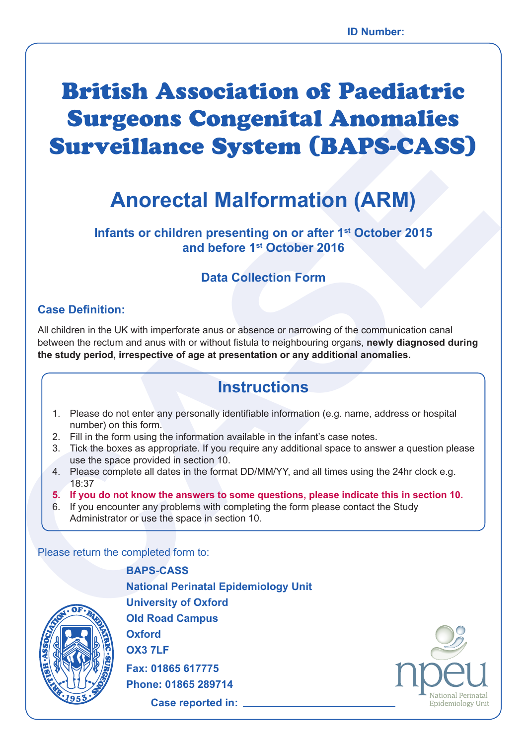**ID Number:**

# British Association of Paediatric Surgeons Congenital Anomalies Surveillance System (BAPS-CASS)

## Anorectal Malformation (ARM)

**Infants or children presenting on or after 1st October 2015 and before 1st October 2016**

**Data Collection Form**

### Case Definition:

All children in the UK with imperforate anus or absence or narrowing of the communication canal between the rectum and anus with or without fistula to neighbouring organs, **newly diagnosed during the study period, irrespective of age at presentation or any additional anomalies.**

## Instructions

1. Please do not enter any personally identifiable information (e.g. name, address or hospital number) on this form.
2. Fill in the form using the information available in the infant's case notes.
3. Tick the boxes as appropriate. If you require any additional space to answer a question please use the space provided in section 10.
4. Please complete all dates in the format DD/MM/YY, and all times using the 24hr clock e.g. 18:37
5. **If you do not know the answers to some questions, please indicate this in section 10.**
6. If you encounter any problems with completing the form please contact the Study Administrator or use the space in section 10.

Please return the completed form to:

**BAPS-CASS**
**National Perinatal Epidemiology Unit**
**University of Oxford**
**Old Road Campus**
**Oxford**
**OX3 7LF**
**Fax: 01865 617775**
**Phone: 01865 289714**

**Case reported in:** ______________________

npeu National Perinatal Epidemiology Unit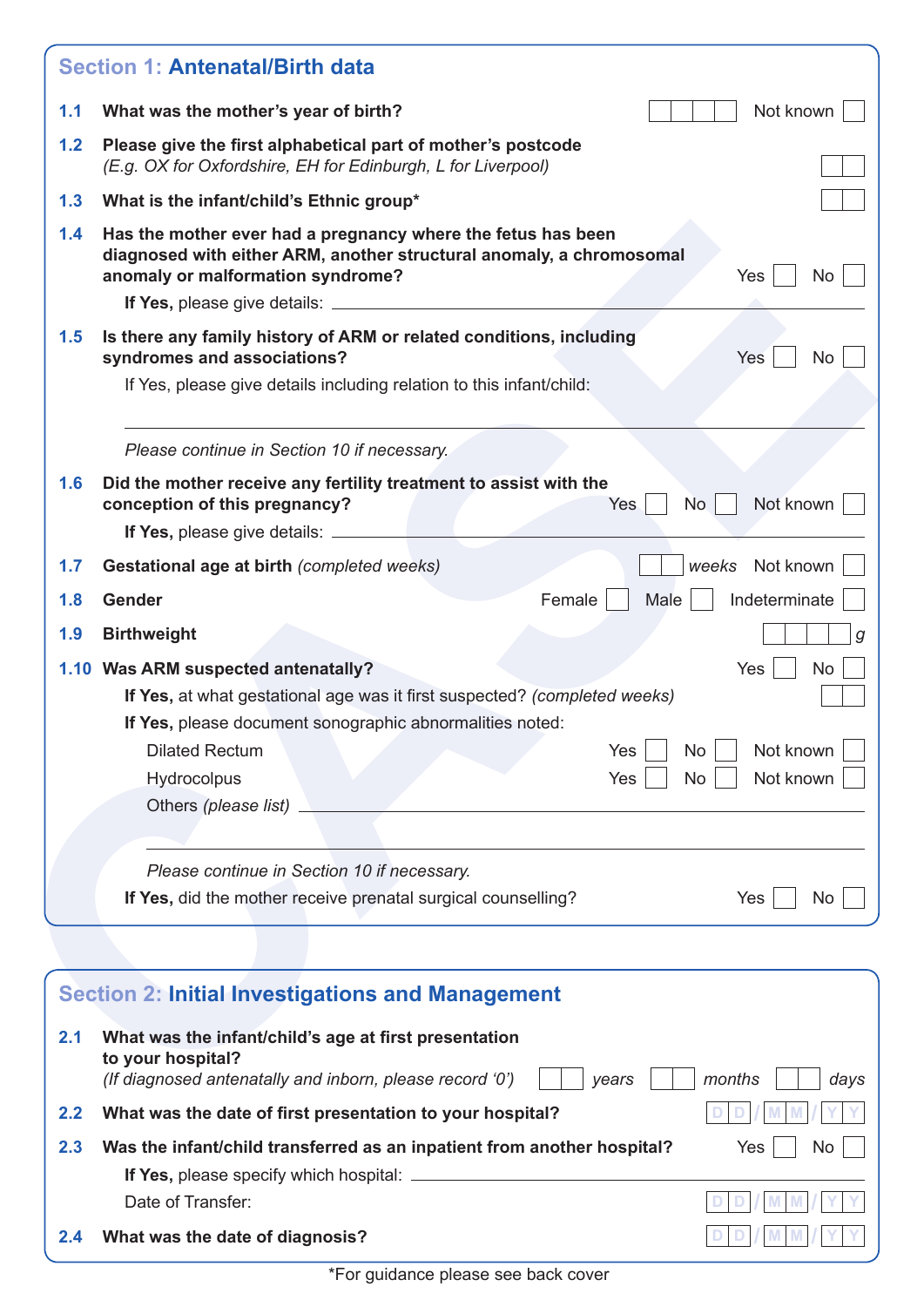## Section 1: Antenatal/Birth data

**1.1 What was the mother's year of birth?** ☐☐☐☐ Not known ☐

**1.2 Please give the first alphabetical part of mother's postcode**
*(E.g. OX for Oxfordshire, EH for Edinburgh, L for Liverpool)* ☐☐

**1.3 What is the infant/child's Ethnic group*** ☐☐

**1.4 Has the mother ever had a pregnancy where the fetus has been diagnosed with either ARM, another structural anomaly, a chromosomal anomaly or malformation syndrome?** Yes ☐ No ☐

**If Yes,** please give details: ______________________________

**1.5 Is there any family history of ARM or related conditions, including syndromes and associations?** Yes ☐ No ☐

If Yes, please give details including relation to this infant/child:

______________________________

*Please continue in Section 10 if necessary.*

**1.6 Did the mother receive any fertility treatment to assist with the conception of this pregnancy?** Yes ☐ No ☐ Not known ☐

**If Yes,** please give details: ______________________________

**1.7 Gestational age at birth** *(completed weeks)* ☐☐ *weeks* Not known ☐

**1.8 Gender** Female ☐ Male ☐ Indeterminate ☐

**1.9 Birthweight** ☐☐☐☐ *g*

**1.10 Was ARM suspected antenatally?** Yes ☐ No ☐

**If Yes,** at what gestational age was it first suspected? *(completed weeks)* ☐☐

**If Yes,** please document sonographic abnormalities noted:

| | | | |
|---|---|---|---|
| Dilated Rectum | Yes ☐ | No ☐ | Not known ☐ |
| Hydrocolpus | Yes ☐ | No ☐ | Not known ☐ |

Others *(please list)* ______________________________

______________________________

*Please continue in Section 10 if necessary.*

**If Yes,** did the mother receive prenatal surgical counselling? Yes ☐ No ☐

## Section 2: Initial Investigations and Management

**2.1 What was the infant/child's age at first presentation to your hospital?**
*(If diagnosed antenatally and inborn, please record '0')* ☐☐ *years* ☐☐ *months* ☐☐ *days*

**2.2 What was the date of first presentation to your hospital?** D D / M M / Y Y

**2.3 Was the infant/child transferred as an inpatient from another hospital?** Yes ☐ No ☐

**If Yes,** please specify which hospital: ______________________________

Date of Transfer: D D / M M / Y Y

**2.4 What was the date of diagnosis?** D D / M M / Y Y

*For guidance please see back cover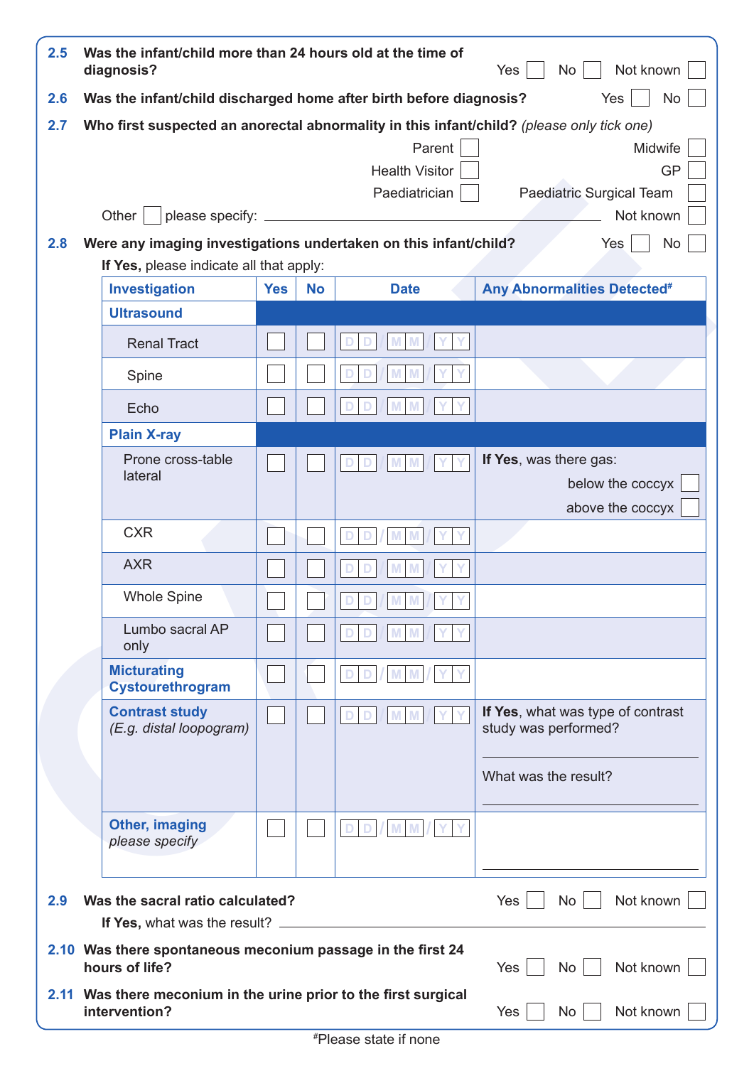**2.5 Was the infant/child more than 24 hours old at the time of diagnosis?** Yes ☐ No ☐ Not known ☐

**2.6 Was the infant/child discharged home after birth before diagnosis?** Yes ☐ No ☐

**2.7 Who first suspected an anorectal abnormality in this infant/child?** *(please only tick one)*

Parent ☐ Midwife ☐
Health Visitor ☐ GP ☐
Paediatrician ☐ Paediatric Surgical Team ☐
Other ☐ please specify: ______________________ Not known ☐

**2.8 Were any imaging investigations undertaken on this infant/child?** Yes ☐ No ☐

**If Yes,** please indicate all that apply:

| Investigation | Yes | No | Date | Any Abnormalities Detected[#] |
|---|---|---|---|---|
| **Ultrasound** | | | | |
| Renal Tract | ☐ | ☐ | DD/MM/YY | |
| Spine | ☐ | ☐ | DD/MM/YY | |
| Echo | ☐ | ☐ | DD/MM/YY | |
| **Plain X-ray** | | | | |
| Prone cross-table lateral | ☐ | ☐ | DD/MM/YY | **If Yes**, was there gas: below the coccyx ☐ above the coccyx ☐ |
| CXR | ☐ | ☐ | DD/MM/YY | |
| AXR | ☐ | ☐ | DD/MM/YY | |
| Whole Spine | ☐ | ☐ | DD/MM/YY | |
| Lumbo sacral AP only | ☐ | ☐ | DD/MM/YY | |
| **Micturating Cystourethrogram** | ☐ | ☐ | DD/MM/YY | |
| **Contrast study** *(E.g. distal loopogram)* | ☐ | ☐ | DD/MM/YY | **If Yes**, what was type of contrast study was performed? ______ What was the result? ______ |
| **Other, imaging** *please specify* | ☐ | ☐ | DD/MM/YY | ______ |

**2.9 Was the sacral ratio calculated?** Yes ☐ No ☐ Not known ☐

**If Yes,** what was the result? ______________________

**2.10 Was there spontaneous meconium passage in the first 24 hours of life?** Yes ☐ No ☐ Not known ☐

**2.11 Was there meconium in the urine prior to the first surgical intervention?** Yes ☐ No ☐ Not known ☐

[#]Please state if none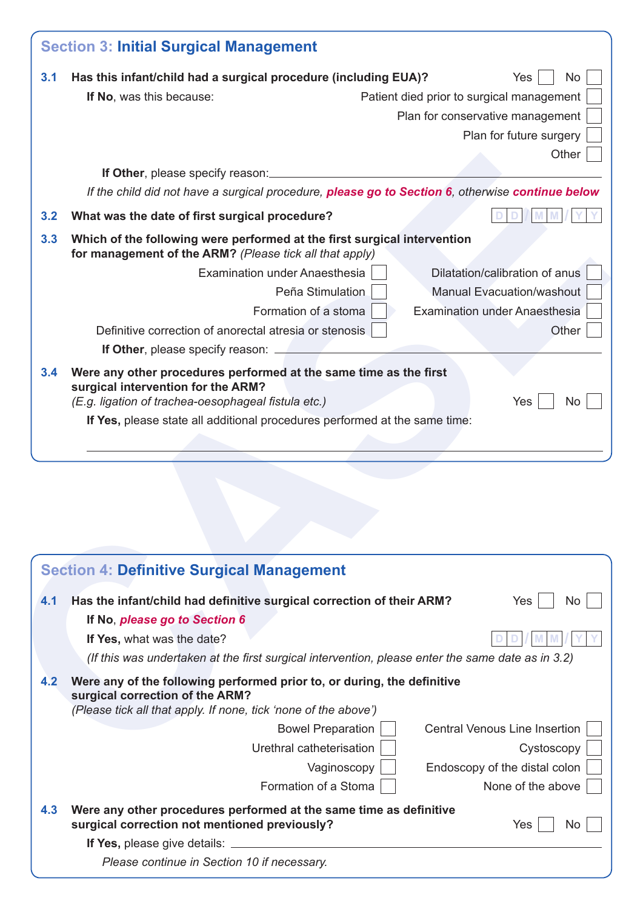## Section 3: Initial Surgical Management

**3.1 Has this infant/child had a surgical procedure (including EUA)?** Yes ☐ No ☐

**If No**, was this because:

- Patient died prior to surgical management ☐
- Plan for conservative management ☐
- Plan for future surgery ☐
- Other ☐

**If Other**, please specify reason: ____________________

*If the child did not have a surgical procedure,* ***please go to Section 6****, otherwise* ***continue below***

**3.2 What was the date of first surgical procedure?** D D / M M / Y Y

**3.3 Which of the following were performed at the first surgical intervention for management of the ARM?** *(Please tick all that apply)*

- Examination under Anaesthesia ☐
- Peña Stimulation ☐
- Formation of a stoma ☐
- Definitive correction of anorectal atresia or stenosis ☐
- Dilatation/calibration of anus ☐
- Manual Evacuation/washout ☐
- Examination under Anaesthesia ☐
- Other ☐

**If Other**, please specify reason: ____________________

**3.4 Were any other procedures performed at the same time as the first surgical intervention for the ARM?**
*(E.g. ligation of trachea-oesophageal fistula etc.)* Yes ☐ No ☐

**If Yes,** please state all additional procedures performed at the same time:

____________________

## Section 4: Definitive Surgical Management

**4.1 Has the infant/child had definitive surgical correction of their ARM?** Yes ☐ No ☐

**If No**, ***please go to Section 6***

**If Yes,** what was the date? D D / M M / Y Y

*(If this was undertaken at the first surgical intervention, please enter the same date as in 3.2)*

**4.2 Were any of the following performed prior to, or during, the definitive surgical correction of the ARM?**
*(Please tick all that apply. If none, tick 'none of the above')*

- Bowel Preparation ☐
- Urethral catheterisation ☐
- Vaginoscopy ☐
- Formation of a Stoma ☐
- Central Venous Line Insertion ☐
- Cystoscopy ☐
- Endoscopy of the distal colon ☐
- None of the above ☐

**4.3 Were any other procedures performed at the same time as definitive surgical correction not mentioned previously?** Yes ☐ No ☐

**If Yes,** please give details: ____________________

*Please continue in Section 10 if necessary.*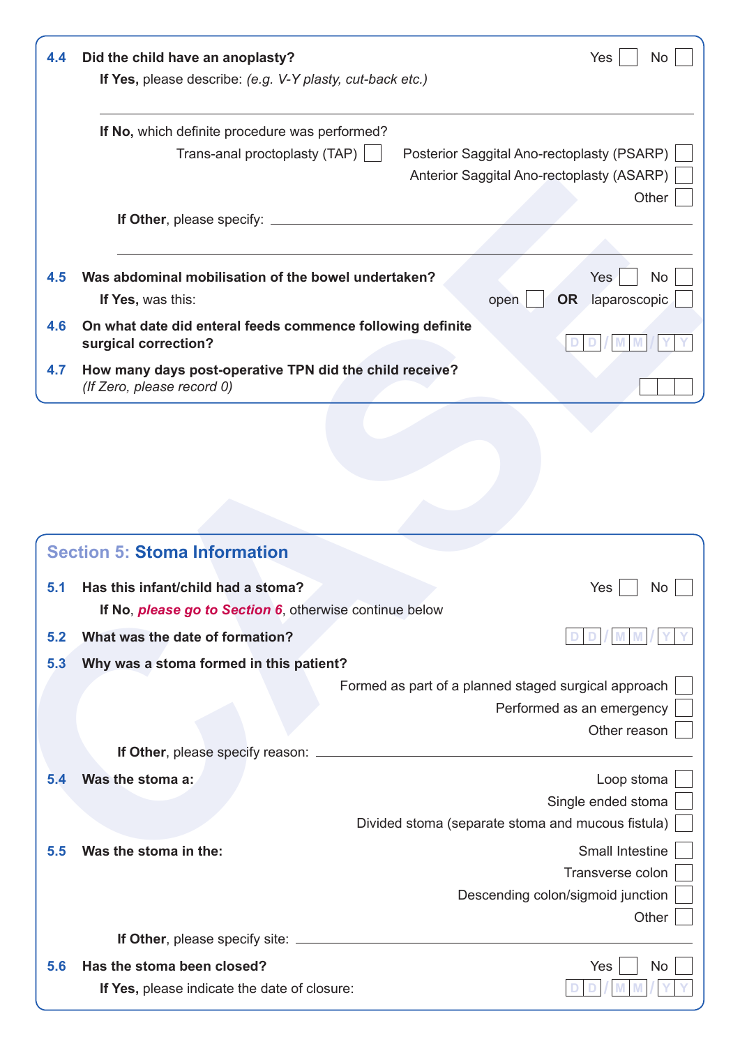**4.4 Did the child have an anoplasty?** Yes ☐ No ☐

**If Yes,** please describe: *(e.g. V-Y plasty, cut-back etc.)*

______________________________________________

**If No,** which definite procedure was performed?

Trans-anal proctoplasty (TAP) ☐ Posterior Saggital Ano-rectoplasty (PSARP) ☐

Anterior Saggital Ano-rectoplasty (ASARP) ☐

Other ☐

**If Other**, please specify: ______________________________________________

______________________________________________

**4.5 Was abdominal mobilisation of the bowel undertaken?** Yes ☐ No ☐

**If Yes,** was this: open ☐ **OR** laparoscopic ☐

**4.6 On what date did enteral feeds commence following definite surgical correction?** D D / M M / Y Y

**4.7 How many days post-operative TPN did the child receive?** *(If Zero, please record 0)* ☐☐☐

## Section 5: Stoma Information

**5.1 Has this infant/child had a stoma?** Yes ☐ No ☐

**If No**, ***please go to Section 6***, otherwise continue below

**5.2 What was the date of formation?** D D / M M / Y Y

**5.3 Why was a stoma formed in this patient?**

Formed as part of a planned staged surgical approach ☐

Performed as an emergency ☐

Other reason ☐

**If Other**, please specify reason: ______________________________________________

**5.4 Was the stoma a:**

Loop stoma ☐

Single ended stoma ☐

Divided stoma (separate stoma and mucous fistula) ☐

**5.5 Was the stoma in the:**

Small Intestine ☐

Transverse colon ☐

Descending colon/sigmoid junction ☐

Other ☐

**If Other**, please specify site: ______________________________________________

**5.6 Has the stoma been closed?** Yes ☐ No ☐

**If Yes,** please indicate the date of closure: D D / M M / Y Y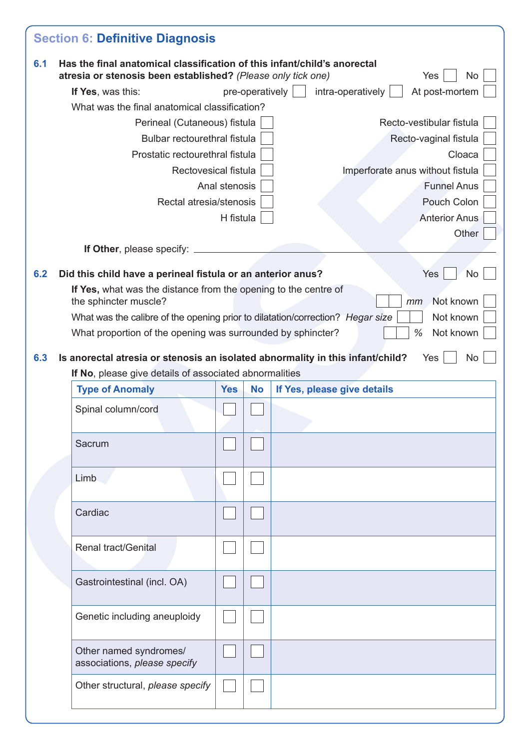## Section 6: Definitive Diagnosis

**6.1 Has the final anatomical classification of this infant/child's anorectal atresia or stenosis been established?** *(Please only tick only one)* Yes ☐ No ☐

**If Yes**, was this: pre-operatively ☐ intra-operatively ☐ At post-mortem ☐

What was the final anatomical classification?

- Perineal (Cutaneous) fistula ☐
- Bulbar rectourethral fistula ☐
- Prostatic rectourethral fistula ☐
- Rectovesical fistula ☐
- Anal stenosis ☐
- Rectal atresia/stenosis ☐
- H fistula ☐
- Recto-vestibular fistula ☐
- Recto-vaginal fistula ☐
- Cloaca ☐
- Imperforate anus without fistula ☐
- Funnel Anus ☐
- Pouch Colon ☐
- Anterior Anus ☐
- Other ☐

**If Other**, please specify: ______________________

**6.2 Did this child have a perineal fistula or an anterior anus?** Yes ☐ No ☐

**If Yes,** what was the distance from the opening to the centre of the sphincter muscle? ☐☐ *mm* Not known ☐

What was the calibre of the opening prior to dilatation/correction? *Hegar size* ☐☐ Not known ☐

What proportion of the opening was surrounded by sphincter? ☐☐ % Not known ☐

**6.3 Is anorectal atresia or stenosis an isolated abnormality in this infant/child?** Yes ☐ No ☐

**If No**, please give details of associated abnormalities

| Type of Anomaly | Yes | No | If Yes, please give details |
|---|---|---|---|
| Spinal column/cord | ☐ | ☐ | |
| Sacrum | ☐ | ☐ | |
| Limb | ☐ | ☐ | |
| Cardiac | ☐ | ☐ | |
| Renal tract/Genital | ☐ | ☐ | |
| Gastrointestinal (incl. OA) | ☐ | ☐ | |
| Genetic including aneuploidy | ☐ | ☐ | |
| Other named syndromes/ associations, *please specify* | ☐ | ☐ | |
| Other structural, *please specify* | ☐ | ☐ | |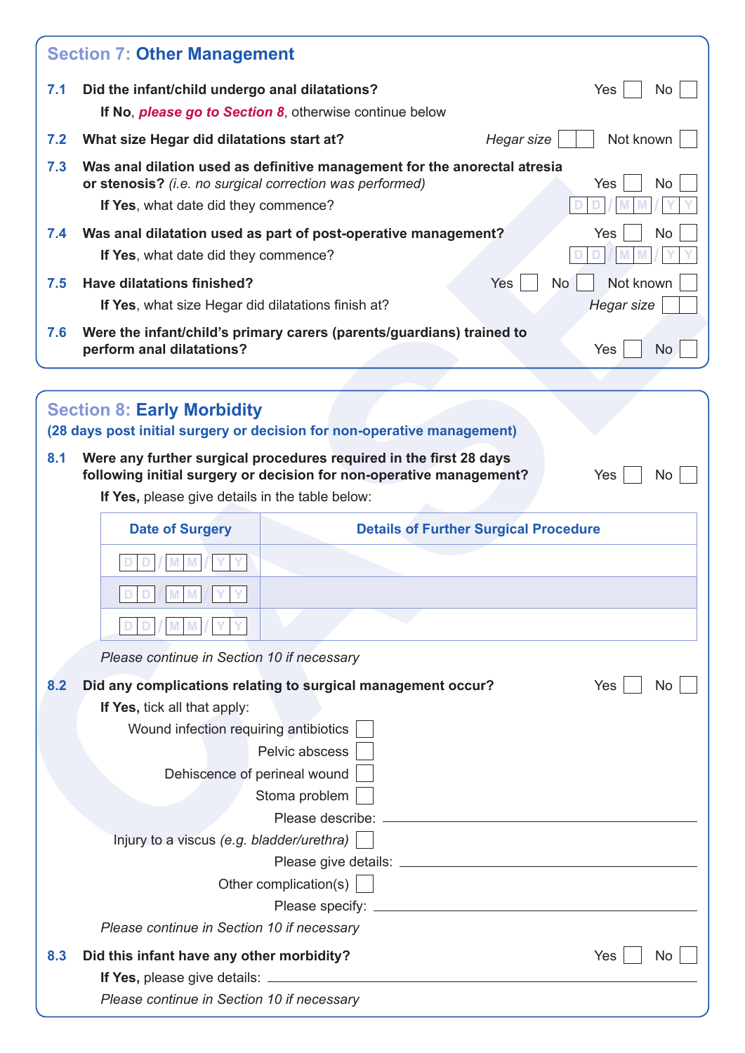## Section 7: Other Management

**7.1 Did the infant/child undergo anal dilatations?** Yes ☐ No ☐

**If No**, ***please go to Section 8***, otherwise continue below

**7.2 What size Hegar did dilatations start at?** *Hegar size* ☐☐ Not known ☐

**7.3 Was anal dilation used as definitive management for the anorectal atresia or stenosis?** *(i.e. no surgical correction was performed)* Yes ☐ No ☐

**If Yes**, what date did they commence? DD/MM/YY

**7.4 Was anal dilatation used as part of post-operative management?** Yes ☐ No ☐

**If Yes**, what date did they commence? DD/MM/YY

**7.5 Have dilatations finished?** Yes ☐ No ☐ Not known ☐

**If Yes**, what size Hegar did dilatations finish at? *Hegar size* ☐☐

**7.6 Were the infant/child's primary carers (parents/guardians) trained to perform anal dilatations?** Yes ☐ No ☐

## Section 8: Early Morbidity

**(28 days post initial surgery or decision for non-operative management)**

**8.1 Were any further surgical procedures required in the first 28 days following initial surgery or decision for non-operative management?** Yes ☐ No ☐

**If Yes,** please give details in the table below:

| Date of Surgery | Details of Further Surgical Procedure |
|---|---|
| DD/MM/YY | |
| DD/MM/YY | |
| DD/MM/YY | |

*Please continue in Section 10 if necessary*

**8.2 Did any complications relating to surgical management occur?** Yes ☐ No ☐

**If Yes,** tick all that apply:

- Wound infection requiring antibiotics ☐
- Pelvic abscess ☐
- Dehiscence of perineal wound ☐
- Stoma problem ☐
  - Please describe: ____________________
- Injury to a viscus *(e.g. bladder/urethra)* ☐
  - Please give details: ____________________
- Other complication(s) ☐
  - Please specify: ____________________

*Please continue in Section 10 if necessary*

**8.3 Did this infant have any other morbidity?** Yes ☐ No ☐

**If Yes,** please give details: ____________________

*Please continue in Section 10 if necessary*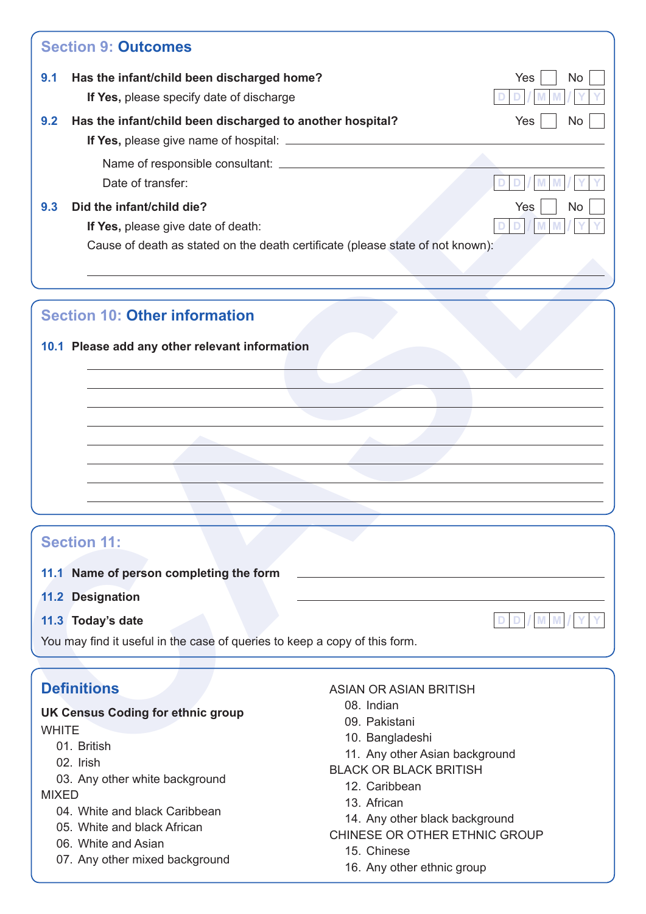## Section 9: Outcomes

**9.1 Has the infant/child been discharged home?** Yes ☐ No ☐

**If Yes,** please specify date of discharge DD/MM/YY

**9.2 Has the infant/child been discharged to another hospital?** Yes ☐ No ☐

**If Yes,** please give name of hospital: \_\_\_\_\_\_\_\_\_\_\_\_\_\_\_\_\_\_\_\_

Name of responsible consultant: \_\_\_\_\_\_\_\_\_\_\_\_\_\_\_\_\_\_\_\_

Date of transfer: DD/MM/YY

**9.3 Did the infant/child die?** Yes ☐ No ☐

**If Yes,** please give date of death: DD/MM/YY

Cause of death as stated on the death certificate (please state of not known):

\_\_\_\_\_\_\_\_\_\_\_\_\_\_\_\_\_\_\_\_

## Section 10: Other information

**10.1 Please add any other relevant information**

\_\_\_\_\_\_\_\_\_\_\_\_\_\_\_\_\_\_\_\_

\_\_\_\_\_\_\_\_\_\_\_\_\_\_\_\_\_\_\_\_

\_\_\_\_\_\_\_\_\_\_\_\_\_\_\_\_\_\_\_\_

\_\_\_\_\_\_\_\_\_\_\_\_\_\_\_\_\_\_\_\_

\_\_\_\_\_\_\_\_\_\_\_\_\_\_\_\_\_\_\_\_

\_\_\_\_\_\_\_\_\_\_\_\_\_\_\_\_\_\_\_\_

\_\_\_\_\_\_\_\_\_\_\_\_\_\_\_\_\_\_\_\_

\_\_\_\_\_\_\_\_\_\_\_\_\_\_\_\_\_\_\_\_

## Section 11:

**11.1 Name of person completing the form** \_\_\_\_\_\_\_\_\_\_\_\_\_\_\_\_\_\_\_\_

**11.2 Designation** \_\_\_\_\_\_\_\_\_\_\_\_\_\_\_\_\_\_\_\_

**11.3 Today's date** DD/MM/YY

You may find it useful in the case of queries to keep a copy of this form.

## Definitions

**UK Census Coding for ethnic group**

WHITE
- 01. British
- 02. Irish
- 03. Any other white background

MIXED
- 04. White and black Caribbean
- 05. White and black African
- 06. White and Asian
- 07. Any other mixed background

ASIAN OR ASIAN BRITISH
- 08. Indian
- 09. Pakistani
- 10. Bangladeshi
- 11. Any other Asian background

BLACK OR BLACK BRITISH
- 12. Caribbean
- 13. African
- 14. Any other black background

CHINESE OR OTHER ETHNIC GROUP
- 15. Chinese
- 16. Any other ethnic group